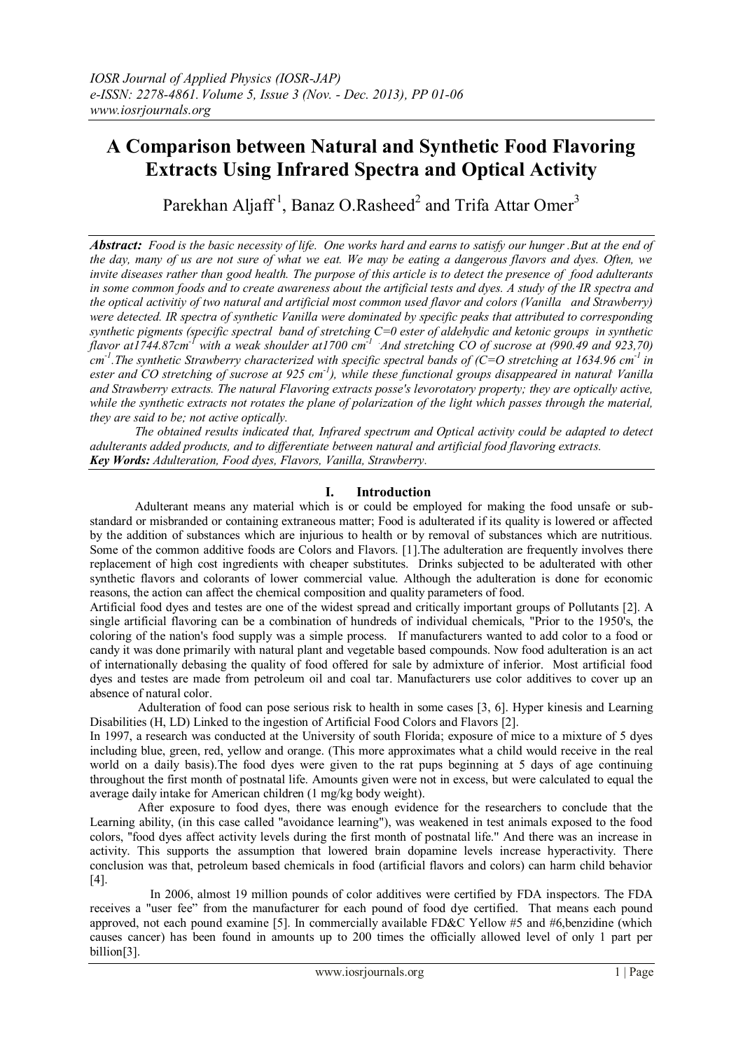# A Comparison between Natural and Synthetic Food Flavoring Extracts Using Infrared Spectra and Optical Activity

Parekhan Aljaff [1], Banaz O.Rasheed [2] and Trifa Attar Omer [3]

***Abstract:*** *Food is the basic necessity of life. One works hard and earns to satisfy our hunger .But at the end of the day, many of us are not sure of what we eat. We may be eating a dangerous flavors and dyes. Often, we invite diseases rather than good health. The purpose of this article is to detect the presence of food adulterants in some common foods and to create awareness about the artificial tests and dyes. A study of the IR spectra and the optical activitiy of two natural and artificial most common used flavor and colors (Vanilla and Strawberry) were detected. IR spectra of synthetic Vanilla were dominated by specific peaks that attributed to corresponding synthetic pigments (specific spectral band of stretching C=0 ester of aldehydic and ketonic groups in synthetic flavor at1744.87cm$^{-1}$ with a weak shoulder at1700 cm$^{-1}$ .And stretching CO of sucrose at (990.49 and 923,70) cm$^{-1}$.The synthetic Strawberry characterized with specific spectral bands of (C=O stretching at 1634.96 cm$^{-1}$ in ester and CO stretching of sucrose at 925 cm$^{-1}$), while these functional groups disappeared in natural Vanilla and Strawberry extracts. The natural Flavoring extracts posse's levorotatory property; they are optically active, while the synthetic extracts not rotates the plane of polarization of the light which passes through the material, they are said to be; not active optically.*

*The obtained results indicated that, Infrared spectrum and Optical activity could be adapted to detect adulterants added products, and to differentiate between natural and artificial food flavoring extracts.*

***Key Words:*** *Adulteration, Food dyes, Flavors, Vanilla, Strawberry.*

## I. Introduction

Adulterant means any material which is or could be employed for making the food unsafe or sub-standard or misbranded or containing extraneous matter; Food is adulterated if its quality is lowered or affected by the addition of substances which are injurious to health or by removal of substances which are nutritious. Some of the common additive foods are Colors and Flavors. [1].The adulteration are frequently involves there replacement of high cost ingredients with cheaper substitutes. Drinks subjected to be adulterated with other synthetic flavors and colorants of lower commercial value. Although the adulteration is done for economic reasons, the action can affect the chemical composition and quality parameters of food.

Artificial food dyes and testes are one of the widest spread and critically important groups of Pollutants [2]. A single artificial flavoring can be a combination of hundreds of individual chemicals, "Prior to the 1950's, the coloring of the nation's food supply was a simple process. If manufacturers wanted to add color to a food or candy it was done primarily with natural plant and vegetable based compounds. Now food adulteration is an act of internationally debasing the quality of food offered for sale by admixture of inferior. Most artificial food dyes and testes are made from petroleum oil and coal tar. Manufacturers use color additives to cover up an absence of natural color.

Adulteration of food can pose serious risk to health in some cases [3, 6]. Hyper kinesis and Learning Disabilities (H, LD) Linked to the ingestion of Artificial Food Colors and Flavors [2].

In 1997, a research was conducted at the University of south Florida; exposure of mice to a mixture of 5 dyes including blue, green, red, yellow and orange. (This more approximates what a child would receive in the real world on a daily basis).The food dyes were given to the rat pups beginning at 5 days of age continuing throughout the first month of postnatal life. Amounts given were not in excess, but were calculated to equal the average daily intake for American children (1 mg/kg body weight).

After exposure to food dyes, there was enough evidence for the researchers to conclude that the Learning ability, (in this case called "avoidance learning"), was weakened in test animals exposed to the food colors, "food dyes affect activity levels during the first month of postnatal life." And there was an increase in activity. This supports the assumption that lowered brain dopamine levels increase hyperactivity. There conclusion was that, petroleum based chemicals in food (artificial flavors and colors) can harm child behavior [4].

In 2006, almost 19 million pounds of color additives were certified by FDA inspectors. The FDA receives a "user fee" from the manufacturer for each pound of food dye certified. That means each pound approved, not each pound examine [5]. In commercially available FD&C Yellow #5 and #6,benzidine (which causes cancer) has been found in amounts up to 200 times the officially allowed level of only 1 part per billion[3].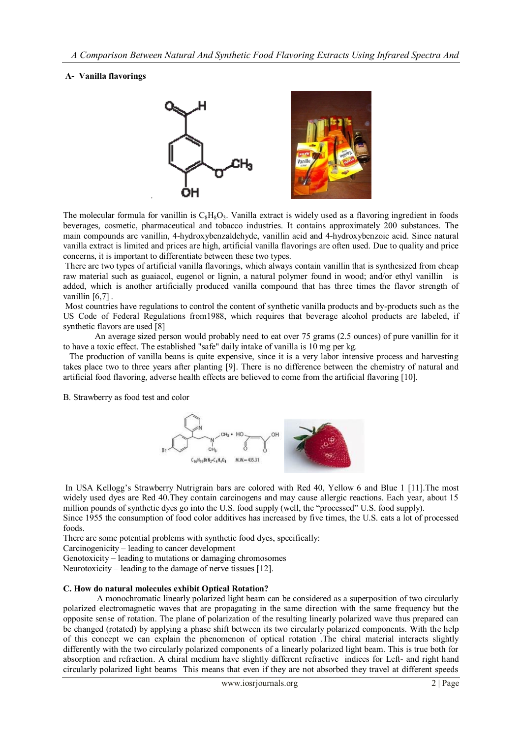## A- Vanilla flavorings

The molecular formula for vanillin is $C_8H_8O_3$. Vanilla extract is widely used as a flavoring ingredient in foods beverages, cosmetic, pharmaceutical and tobacco industries. It contains approximately 200 substances. The main compounds are vanillin, 4-hydroxybenzaldehyde, vanillin acid and 4-hydroxybenzoic acid. Since natural vanilla extract is limited and prices are high, artificial vanilla flavorings are often used. Due to quality and price concerns, it is important to differentiate between these two types.

There are two types of artificial vanilla flavorings, which always contain vanillin that is synthesized from cheap raw material such as guaiacol, eugenol or lignin, a natural polymer found in wood; and/or ethyl vanillin is added, which is another artificially produced vanilla compound that has three times the flavor strength of vanillin [6,7] .

Most countries have regulations to control the content of synthetic vanilla products and by-products such as the US Code of Federal Regulations from1988, which requires that beverage alcohol products are labeled, if synthetic flavors are used [8]

An average sized person would probably need to eat over 75 grams (2.5 ounces) of pure vanillin for it to have a toxic effect. The established "safe" daily intake of vanilla is 10 mg per kg.

The production of vanilla beans is quite expensive, since it is a very labor intensive process and harvesting takes place two to three years after planting [9]. There is no difference between the chemistry of natural and artificial food flavoring, adverse health effects are believed to come from the artificial flavoring [10].

B. Strawberry as food test and color

$C_{16}H_{19}BrN_2 \cdot C_4H_4O_4$ M.W.= 435.31

In USA Kellogg's Strawberry Nutrigrain bars are colored with Red 40, Yellow 6 and Blue 1 [11].The most widely used dyes are Red 40.They contain carcinogens and may cause allergic reactions. Each year, about 15 million pounds of synthetic dyes go into the U.S. food supply (well, the "processed" U.S. food supply).

Since 1955 the consumption of food color additives has increased by five times, the U.S. eats a lot of processed foods.

There are some potential problems with synthetic food dyes, specifically:

Carcinogenicity – leading to cancer development

Genotoxicity – leading to mutations or damaging chromosomes

Neurotoxicity – leading to the damage of nerve tissues [12].

## C. How do natural molecules exhibit Optical Rotation?

A monochromatic linearly polarized light beam can be considered as a superposition of two circularly polarized electromagnetic waves that are propagating in the same direction with the same frequency but the opposite sense of rotation. The plane of polarization of the resulting linearly polarized wave thus prepared can be changed (rotated) by applying a phase shift between its two circularly polarized components. With the help of this concept we can explain the phenomenon of optical rotation .The chiral material interacts slightly differently with the two circularly polarized components of a linearly polarized light beam. This is true both for absorption and refraction. A chiral medium have slightly different refractive indices for Left- and right hand circularly polarized light beams This means that even if they are not absorbed they travel at different speeds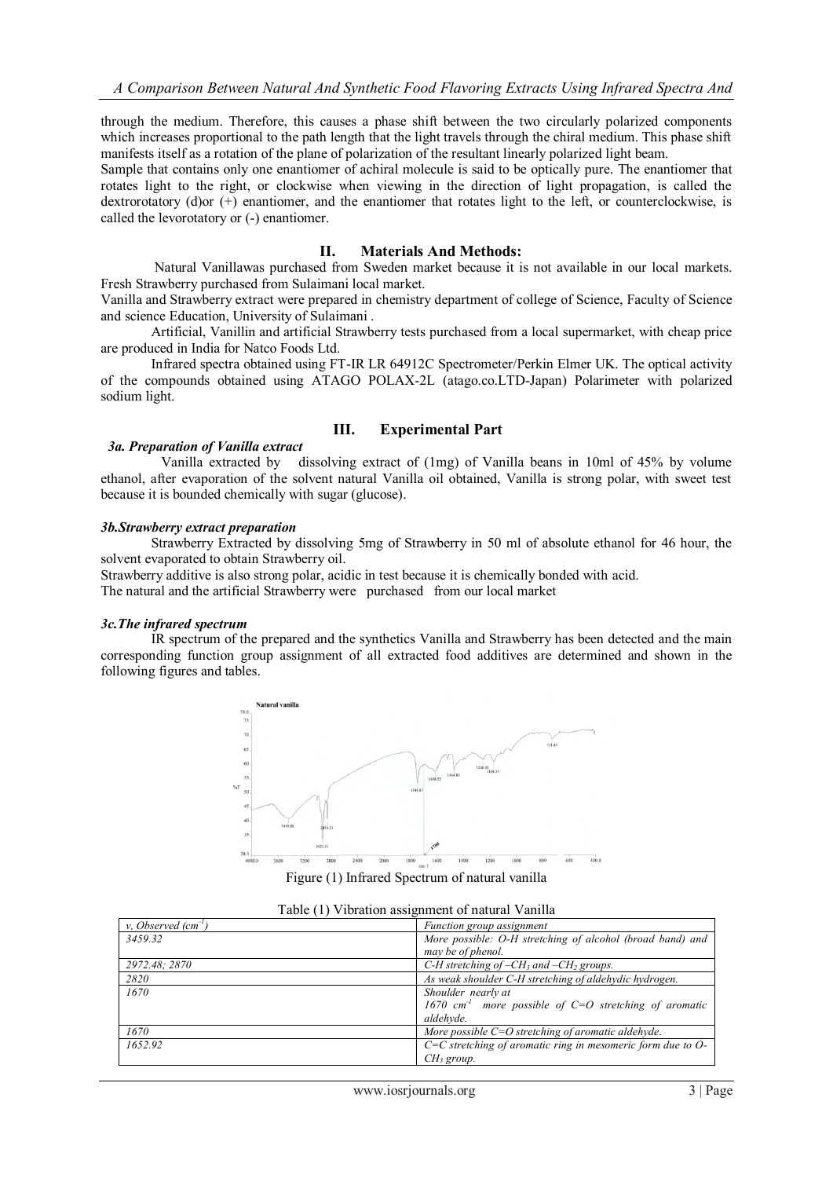through the medium. Therefore, this causes a phase shift between the two circularly polarized components which increases proportional to the path length that the light travels through the chiral medium. This phase shift manifests itself as a rotation of the plane of polarization of the resultant linearly polarized light beam.

Sample that contains only one enantiomer of achiral molecule is said to be optically pure. The enantiomer that rotates light to the right, or clockwise when viewing in the direction of light propagation, is called the dextrorotatory (d)or (+) enantiomer, and the enantiomer that rotates light to the left, or counterclockwise, is called the levorotatory or (-) enantiomer.

## II. Materials And Methods:

Natural Vanillawas purchased from Sweden market because it is not available in our local markets. Fresh Strawberry purchased from Sulaimani local market.

Vanilla and Strawberry extract were prepared in chemistry department of college of Science, Faculty of Science and science Education, University of Sulaimani .

Artificial, Vanillin and artificial Strawberry tests purchased from a local supermarket, with cheap price are produced in India for Natco Foods Ltd.

Infrared spectra obtained using FT-IR LR 64912C Spectrometer/Perkin Elmer UK. The optical activity of the compounds obtained using ATAGO POLAX-2L (atago.co.LTD-Japan) Polarimeter with polarized sodium light.

## III. Experimental Part

### *3a. Preparation of Vanilla extract*

Vanilla extracted by dissolving extract of (1mg) of Vanilla beans in 10ml of 45% by volume ethanol, after evaporation of the solvent natural Vanilla oil obtained, Vanilla is strong polar, with sweet test because it is bounded chemically with sugar (glucose).

### *3b.Strawberry extract preparation*

Strawberry Extracted by dissolving 5mg of Strawberry in 50 ml of absolute ethanol for 46 hour, the solvent evaporated to obtain Strawberry oil.

Strawberry additive is also strong polar, acidic in test because it is chemically bonded with acid.

The natural and the artificial Strawberry were purchased from our local market

### *3c.The infrared spectrum*

IR spectrum of the prepared and the synthetics Vanilla and Strawberry has been detected and the main corresponding function group assignment of all extracted food additives are determined and shown in the following figures and tables.

Figure (1) Infrared Spectrum of natural vanilla

Table (1) Vibration assignment of natural Vanilla

| *v, Observed* ($cm^{-1}$) | *Function group assignment* |
|---|---|
| *3459.32* | *More possible: O-H stretching of alcohol (broad band) and may be of phenol.* |
| *2972.48; 2870* | *C-H stretching of* $-CH_3$ *and* $-CH_2$ *groups.* |
| *2820* | *As weak shoulder C-H stretching of aldehydic hydrogen.* |
| *1670* | *Shoulder nearly at 1670* $cm^{-1}$ *more possible of C=O stretching of aromatic aldehyde.* |
| *1670* | *More possible C=O stretching of aromatic aldehyde.* |
| *1652.92* | *C=C stretching of aromatic ring in mesomeric form due to O-*$CH_3$ *group.* |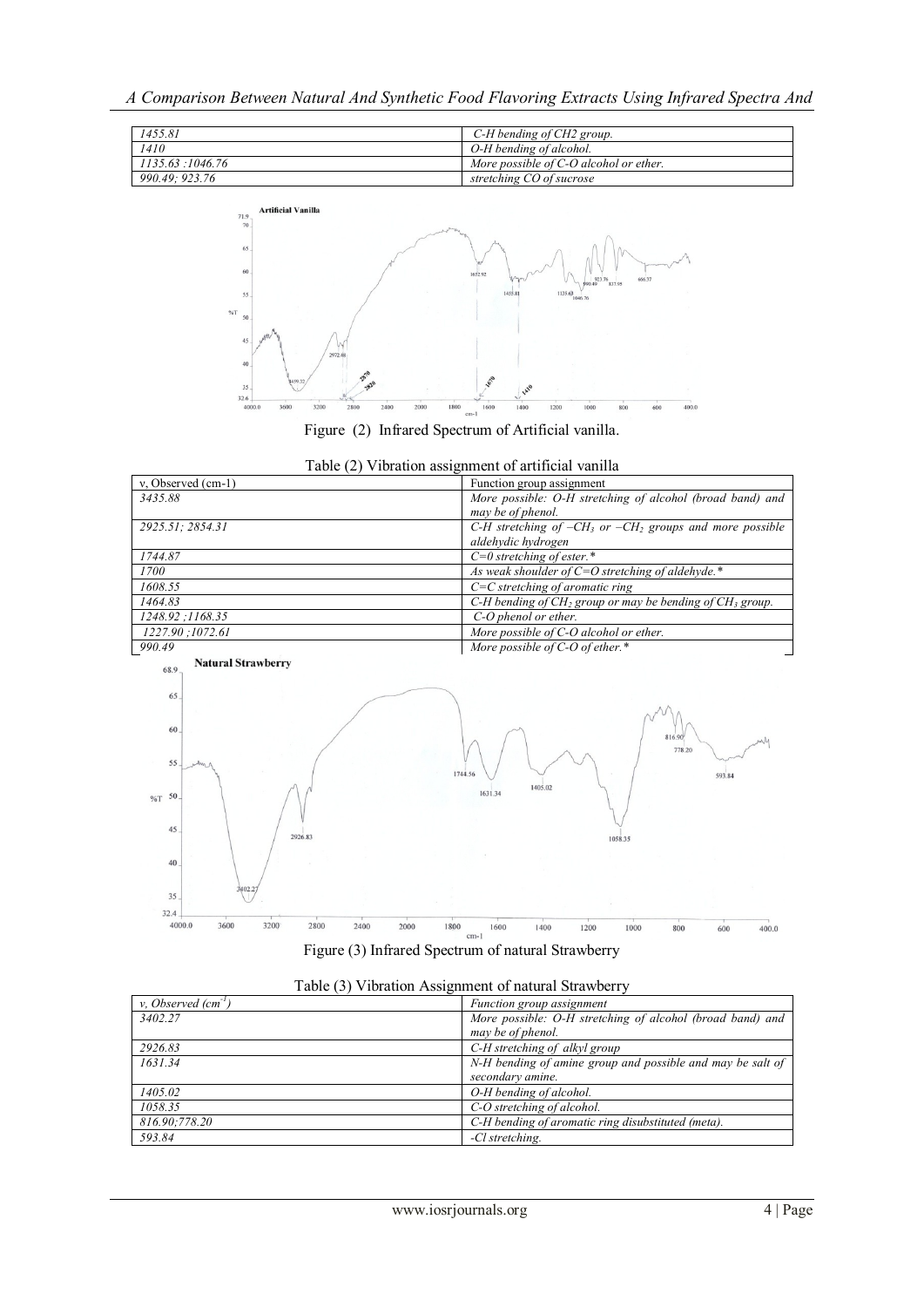| | |
|---|---|
| *1455.81* | *C-H bending of CH2 group.* |
| *1410* | *O-H bending of alcohol.* |
| *1135.63 :1046.76* | *More possible of C-O alcohol or ether.* |
| *990.49; 923.76* | *stretching CO of sucrose* |

Figure (2) Infrared Spectrum of Artificial vanilla.

Table (2) Vibration assignment of artificial vanilla

| v, Observed (cm-1) | Function group assignment |
|---|---|
| *3435.88* | *More possible: O-H stretching of alcohol (broad band) and may be of phenol.* |
| *2925.51; 2854.31* | *C-H stretching of $-CH_3$ or $-CH_2$ groups and more possible aldehydic hydrogen* |
| *1744.87* | *C=0 stretching of ester.** |
| *1700* | *As weak shoulder of C=O stretching of aldehyde.** |
| *1608.55* | *C=C stretching of aromatic ring* |
| *1464.83* | *C-H bending of $CH_2$ group or may be bending of $CH_3$ group.* |
| *1248.92 ;1168.35* | *C-O phenol or ether.* |
| *1227.90 ;1072.61* | *More possible of C-O alcohol or ether.* |
| *990.49* | *More possible of C-O of ether.** |

Figure (3) Infrared Spectrum of natural Strawberry

Table (3) Vibration Assignment of natural Strawberry

| *v, Observed ($cm^{-1}$)* | *Function group assignment* |
|---|---|
| *3402.27* | *More possible: O-H stretching of alcohol (broad band) and may be of phenol.* |
| *2926.83* | *C-H stretching of alkyl group* |
| *1631.34* | *N-H bending of amine group and possible and may be salt of secondary amine.* |
| *1405.02* | *O-H bending of alcohol.* |
| *1058.35* | *C-O stretching of alcohol.* |
| *816.90;778.20* | *C-H bending of aromatic ring disubstituted (meta).* |
| *593.84* | *-Cl stretching.* |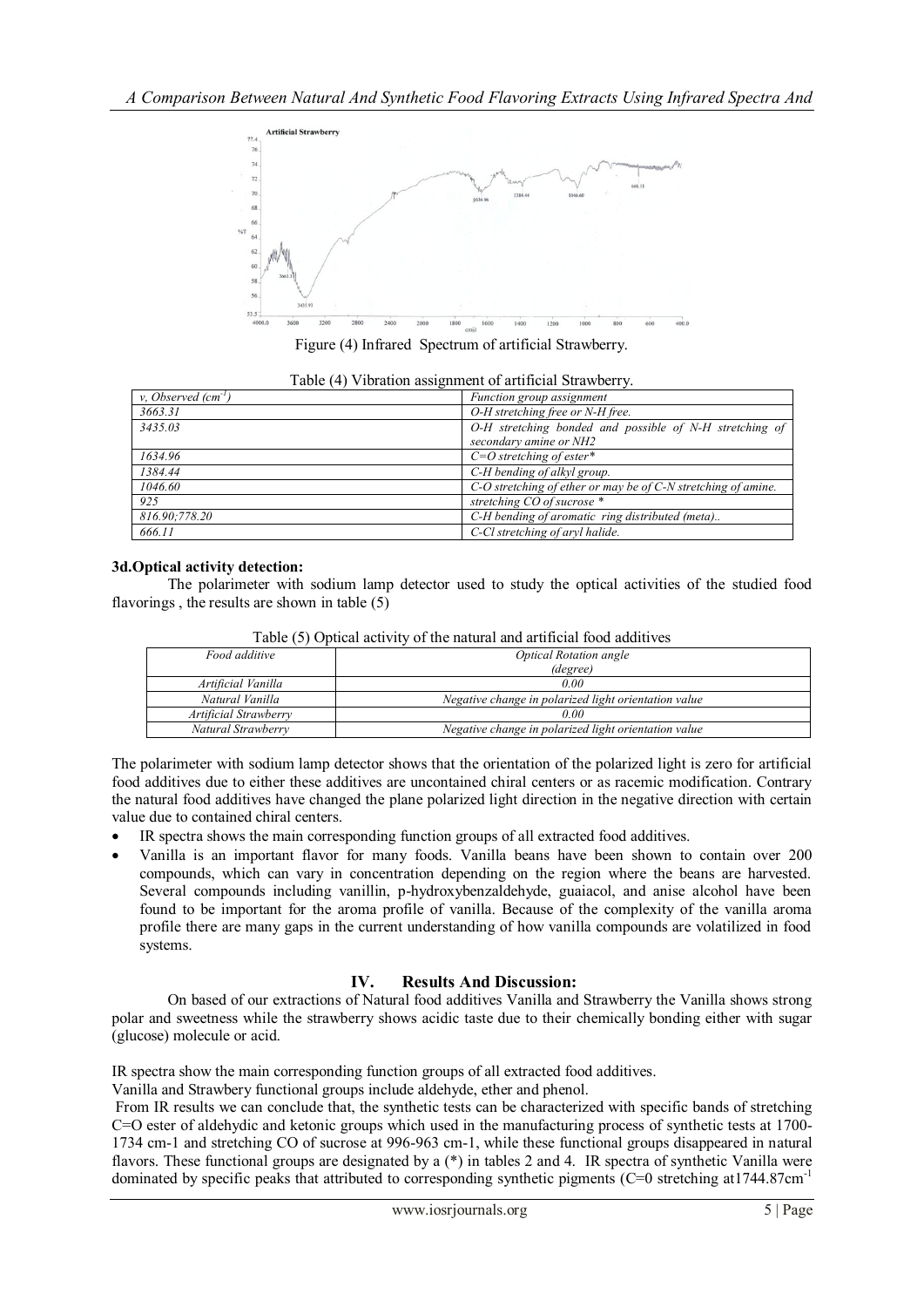Figure (4) Infrared Spectrum of artificial Strawberry.

Table (4) Vibration assignment of artificial Strawberry.

| *v, Observed (cm$^{-1}$)* | *Function group assignment* |
|---|---|
| *3663.31* | *O-H stretching free or N-H free.* |
| *3435.03* | *O-H stretching bonded and possible of N-H stretching of secondary amine or NH2* |
| *1634.96* | *C=O stretching of ester** |
| *1384.44* | *C-H bending of alkyl group.* |
| *1046.60* | *C-O stretching of ether or may be of C-N stretching of amine.* |
| *925* | *stretching CO of sucrose ** |
| *816.90;778.20* | *C-H bending of aromatic ring distributed (meta)..* |
| *666.11* | *C-Cl stretching of aryl halide.* |

### 3d.Optical activity detection:

The polarimeter with sodium lamp detector used to study the optical activities of the studied food flavorings , the results are shown in table (5)

Table (5) Optical activity of the natural and artificial food additives

| *Food additive* | *Optical Rotation angle (degree)* |
|---|---|
| *Artificial Vanilla* | *0.00* |
| *Natural Vanilla* | *Negative change in polarized light orientation value* |
| *Artificial Strawberry* | *0.00* |
| *Natural Strawberry* | *Negative change in polarized light orientation value* |

The polarimeter with sodium lamp detector shows that the orientation of the polarized light is zero for artificial food additives due to either these additives are uncontained chiral centers or as racemic modification. Contrary the natural food additives have changed the plane polarized light direction in the negative direction with certain value due to contained chiral centers.

- IR spectra shows the main corresponding function groups of all extracted food additives.
- Vanilla is an important flavor for many foods. Vanilla beans have been shown to contain over 200 compounds, which can vary in concentration depending on the region where the beans are harvested. Several compounds including vanillin, p-hydroxybenzaldehyde, guaiacol, and anise alcohol have been found to be important for the aroma profile of vanilla. Because of the complexity of the vanilla aroma profile there are many gaps in the current understanding of how vanilla compounds are volatilized in food systems.

## IV. Results And Discussion:

On based of our extractions of Natural food additives Vanilla and Strawberry the Vanilla shows strong polar and sweetness while the strawberry shows acidic taste due to their chemically bonding either with sugar (glucose) molecule or acid.

IR spectra show the main corresponding function groups of all extracted food additives.

Vanilla and Strawbery functional groups include aldehyde, ether and phenol.

From IR results we can conclude that, the synthetic tests can be characterized with specific bands of stretching C=O ester of aldehydic and ketonic groups which used in the manufacturing process of synthetic tests at 1700-1734 cm-1 and stretching CO of sucrose at 996-963 cm-1, while these functional groups disappeared in natural flavors. These functional groups are designated by a (*) in tables 2 and 4. IR spectra of synthetic Vanilla were dominated by specific peaks that attributed to corresponding synthetic pigments (C=0 stretching at1744.87cm$^{-1}$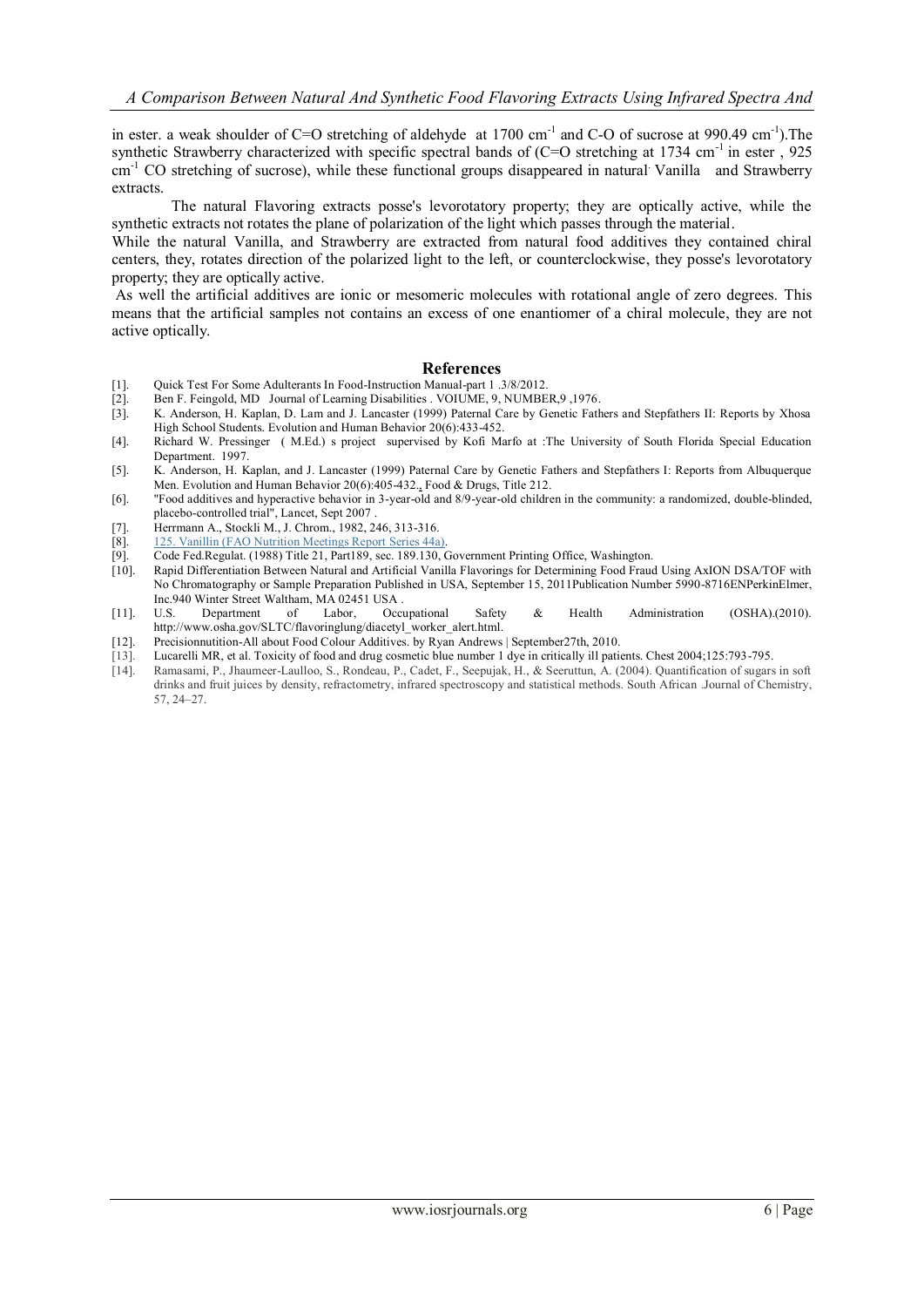in ester. a weak shoulder of C=O stretching of aldehyde at 1700 $cm^{-1}$ and C-O of sucrose at 990.49 $cm^{-1}$).The synthetic Strawberry characterized with specific spectral bands of (C=O stretching at 1734 $cm^{-1}$ in ester , 925 $cm^{-1}$ CO stretching of sucrose), while these functional groups disappeared in natural Vanilla and Strawberry extracts.

The natural Flavoring extracts posse's levorotatory property; they are optically active, while the synthetic extracts not rotates the plane of polarization of the light which passes through the material.

While the natural Vanilla, and Strawberry are extracted from natural food additives they contained chiral centers, they, rotates direction of the polarized light to the left, or counterclockwise, they posse's levorotatory property; they are optically active.

As well the artificial additives are ionic or mesomeric molecules with rotational angle of zero degrees. This means that the artificial samples not contains an excess of one enantiomer of a chiral molecule, they are not active optically.

## References

[1]. Quick Test For Some Adulterants In Food-Instruction Manual-part 1 .3/8/2012.

[2]. Ben F. Feingold, MD Journal of Learning Disabilities . VOIUME, 9, NUMBER,9 ,1976.

[3]. K. Anderson, H. Kaplan, D. Lam and J. Lancaster (1999) Paternal Care by Genetic Fathers and Stepfathers II: Reports by Xhosa High School Students. Evolution and Human Behavior 20(6):433-452.

[4]. Richard W. Pressinger ( M.Ed.) s project supervised by Kofi Marfo at :The University of South Florida Special Education Department. 1997.

[5]. K. Anderson, H. Kaplan, and J. Lancaster (1999) Paternal Care by Genetic Fathers and Stepfathers I: Reports from Albuquerque Men. Evolution and Human Behavior 20(6):405-432., Food & Drugs, Title 212.

[6]. "Food additives and hyperactive behavior in 3-year-old and 8/9-year-old children in the community: a randomized, double-blinded, placebo-controlled trial", Lancet, Sept 2007 .

[7]. Herrmann A., Stockli M., J. Chrom., 1982, 246, 313-316.

[8]. 125. Vanillin (FAO Nutrition Meetings Report Series 44a).

[9]. Code Fed.Regulat. (1988) Title 21, Part189, sec. 189.130, Government Printing Office, Washington.

[10]. Rapid Differentiation Between Natural and Artificial Vanilla Flavorings for Determining Food Fraud Using AxION DSA/TOF with No Chromatography or Sample Preparation Published in USA, September 15, 2011Publication Number 5990-8716ENPerkinElmer, Inc.940 Winter Street Waltham, MA 02451 USA .

[11]. U.S. Department of Labor, Occupational Safety & Health Administration (OSHA).(2010). http://www.osha.gov/SLTC/flavoringlung/diacetyl_worker_alert.html.

[12]. Precisionnutition-All about Food Colour Additives. by Ryan Andrews | September27th, 2010.

[13]. Lucarelli MR, et al. Toxicity of food and drug cosmetic blue number 1 dye in critically ill patients. Chest 2004;125:793-795.

[14]. Ramasami, P., Jhaumeer-Laulloo, S., Rondeau, P., Cadet, F., Seepujak, H., & Seeruttun, A. (2004). Quantification of sugars in soft drinks and fruit juices by density, refractometry, infrared spectroscopy and statistical methods. South African .Journal of Chemistry, 57, 24–27.